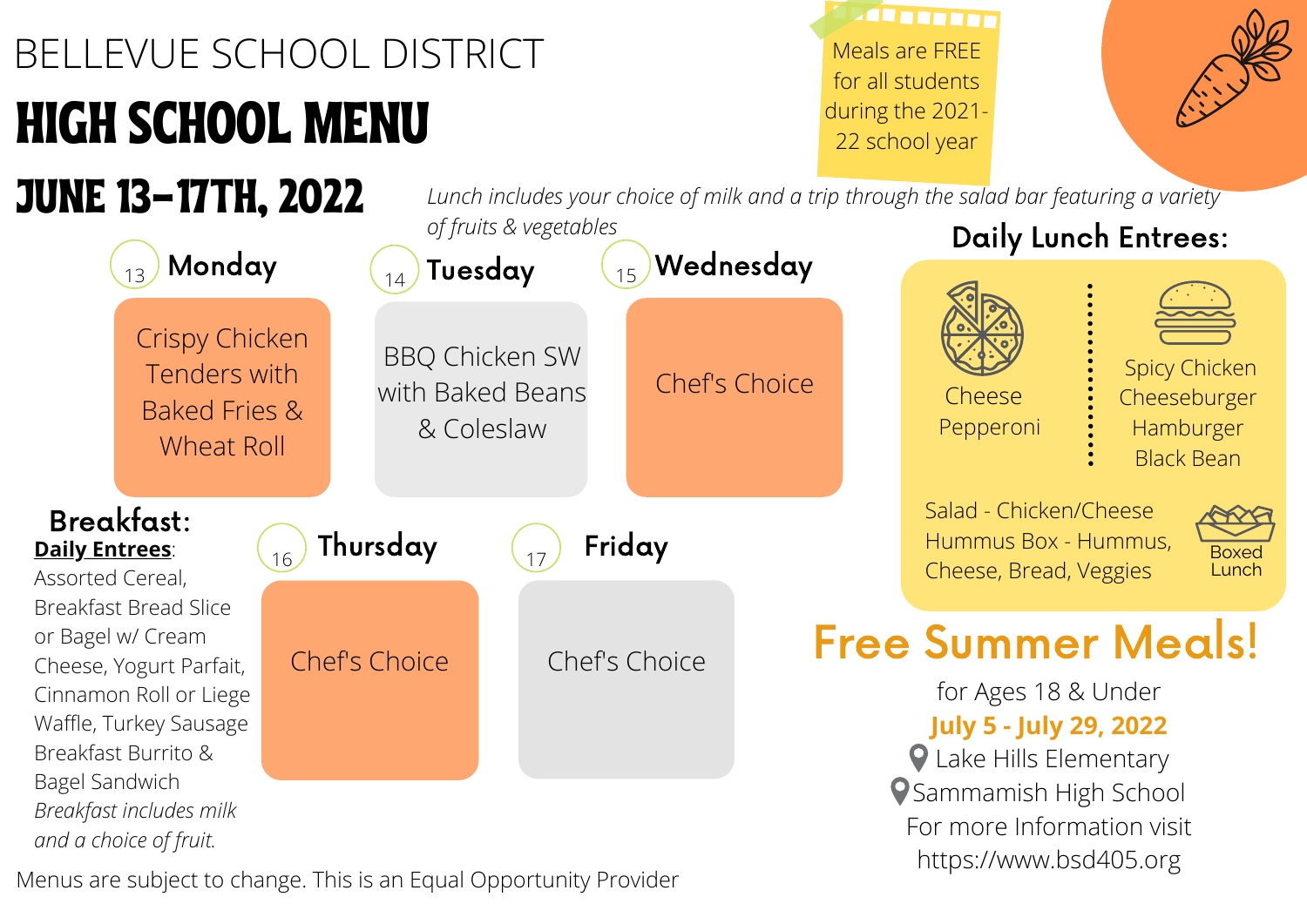# BELLEVUE SCHOOL DISTRICT

# HIGH SCHOOL MENU

## JUNE 13–17TH, 2022

Meals are FREE for all students during the 2021-22 school year

*Lunch includes your choice of milk and a trip through the salad bar featuring a variety of fruits & vegetables*

| Day | Lunch |
|---|---|
| 13 Monday | Crispy Chicken Tenders with Baked Fries & Wheat Roll |
| 14 Tuesday | BBQ Chicken SW with Baked Beans & Coleslaw |
| 15 Wednesday | Chef's Choice |
| 16 Thursday | Chef's Choice |
| 17 Friday | Chef's Choice |

## Daily Lunch Entrees:

Cheese
Pepperoni

Spicy Chicken
Cheeseburger
Hamburger
Black Bean

Boxed Lunch:
Salad - Chicken/Cheese
Hummus Box - Hummus, Cheese, Bread, Veggies

## Breakfast:

**Daily Entrees**: Assorted Cereal, Breakfast Bread Slice or Bagel w/ Cream Cheese, Yogurt Parfait, Cinnamon Roll or Liege Waffle, Turkey Sausage Breakfast Burrito & Bagel Sandwich

*Breakfast includes milk and a choice of fruit.*

## Free Summer Meals!

for Ages 18 & Under

**July 5 - July 29, 2022**

Lake Hills Elementary

Sammamish High School

For more Information visit https://www.bsd405.org

Menus are subject to change. This is an Equal Opportunity Provider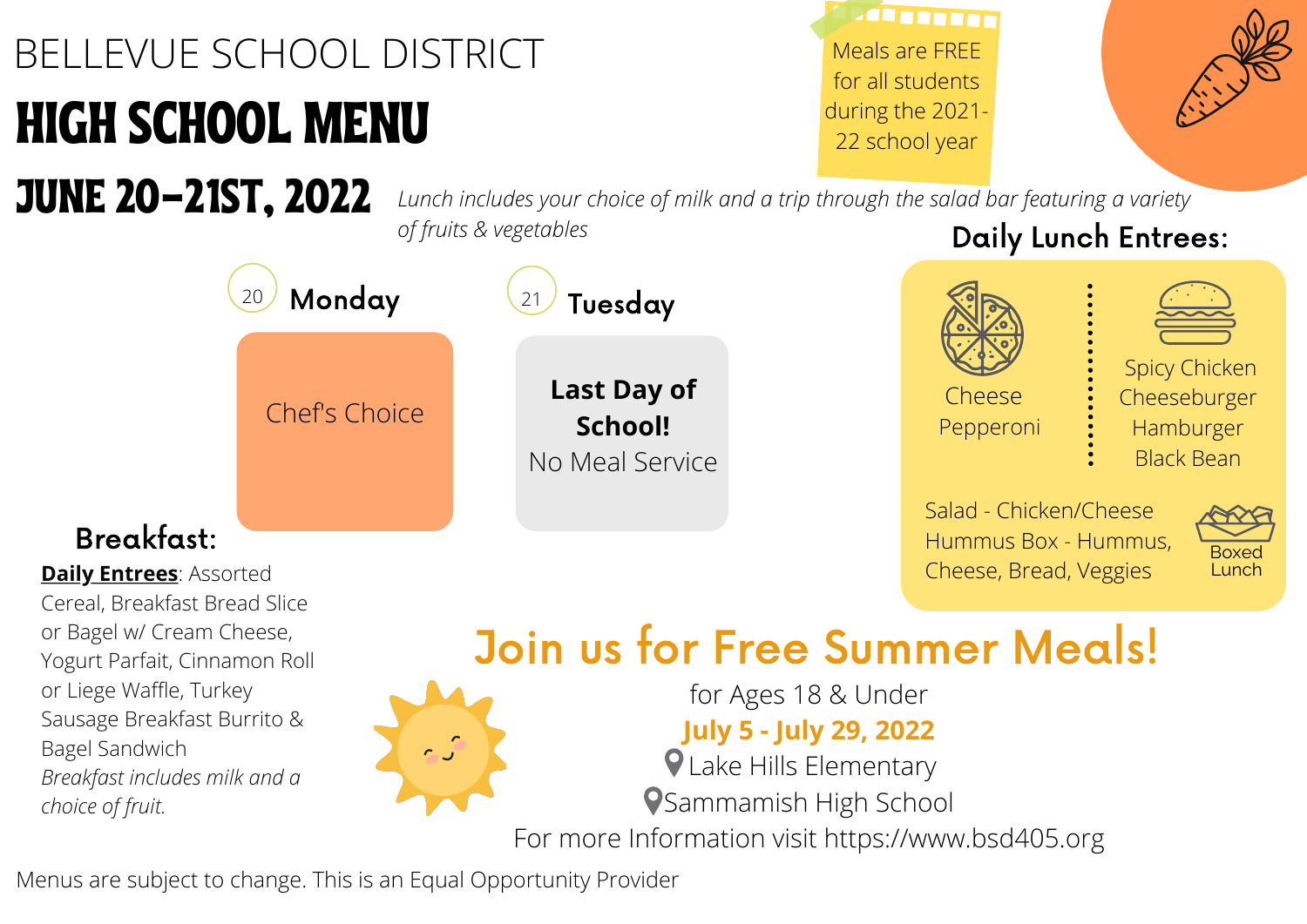BELLEVUE SCHOOL DISTRICT

# HIGH SCHOOL MENU

## JUNE 20-21ST, 2022

Meals are FREE for all students during the 2021-22 school year

*Lunch includes your choice of milk and a trip through the salad bar featuring a variety of fruits & vegetables*

### 20 Monday

Chef's Choice

### 21 Tuesday

**Last Day of School!**
No Meal Service

### Daily Lunch Entrees:

Cheese
Pepperoni

Spicy Chicken
Cheeseburger
Hamburger
Black Bean

Salad - Chicken/Cheese
Hummus Box - Hummus, Cheese, Bread, Veggies

Boxed Lunch

### Breakfast:

**Daily Entrees**: Assorted Cereal, Breakfast Bread Slice or Bagel w/ Cream Cheese, Yogurt Parfait, Cinnamon Roll or Liege Waffle, Turkey Sausage Breakfast Burrito & Bagel Sandwich

*Breakfast includes milk and a choice of fruit.*

## Join us for Free Summer Meals!

for Ages 18 & Under

**July 5 - July 29, 2022**

Lake Hills Elementary

Sammamish High School

For more Information visit https://www.bsd405.org

Menus are subject to change. This is an Equal Opportunity Provider